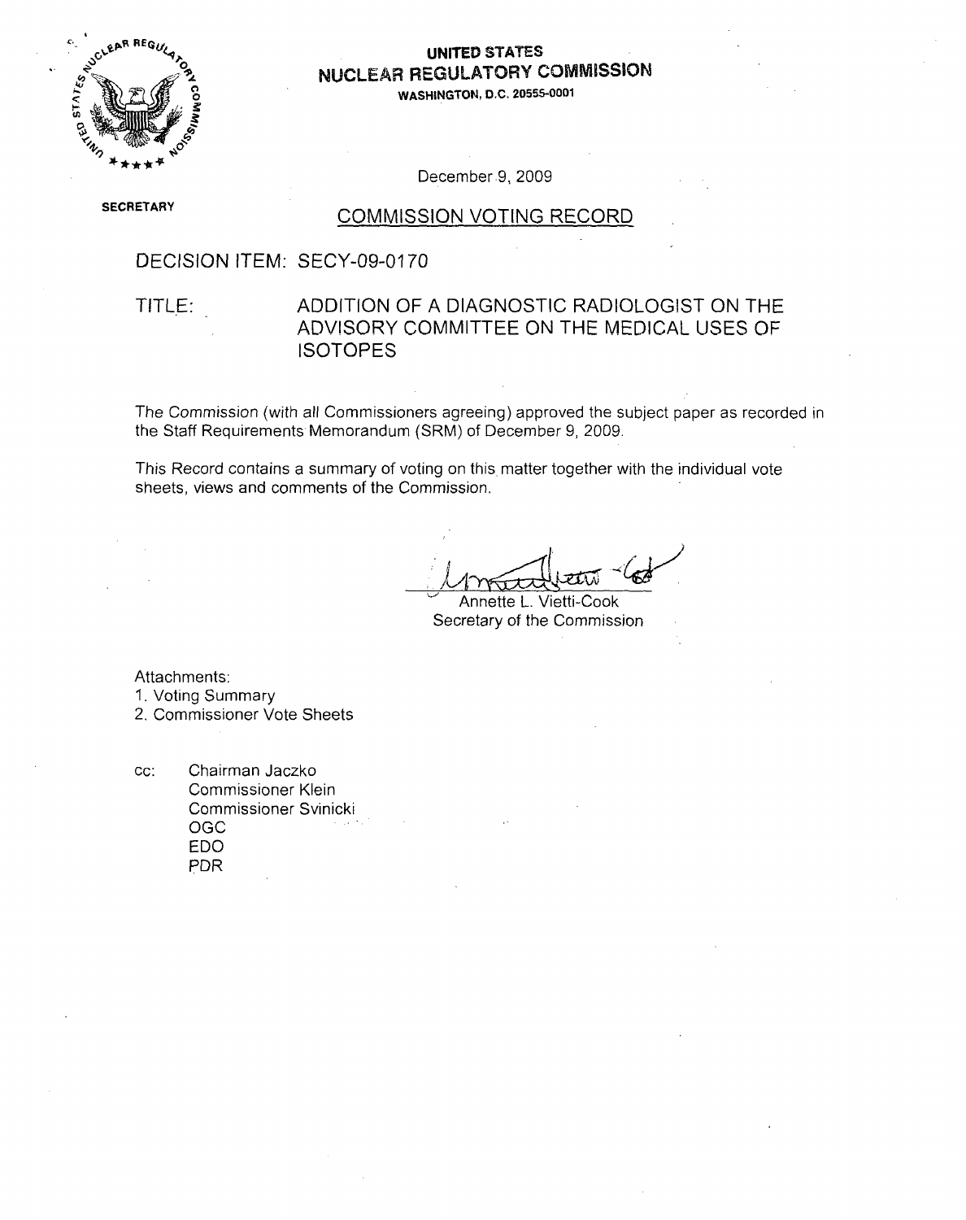**UNITED STATES**
**NUCLEAR REGULATORY COMMISSION**
**WASHINGTON, D.C. 20555-0001**

December 9, 2009

**SECRETARY**

## COMMISSION VOTING RECORD

DECISION ITEM: SECY-09-0170

TITLE: ADDITION OF A DIAGNOSTIC RADIOLOGIST ON THE ADVISORY COMMITTEE ON THE MEDICAL USES OF ISOTOPES

The Commission (with all Commissioners agreeing) approved the subject paper as recorded in the Staff Requirements Memorandum (SRM) of December 9, 2009.

This Record contains a summary of voting on this matter together with the individual vote sheets, views and comments of the Commission.

Annette L. Vietti-Cook
Secretary of the Commission

Attachments:
1. Voting Summary
2. Commissioner Vote Sheets

cc: Chairman Jaczko
Commissioner Klein
Commissioner Svinicki
OGC
EDO
PDR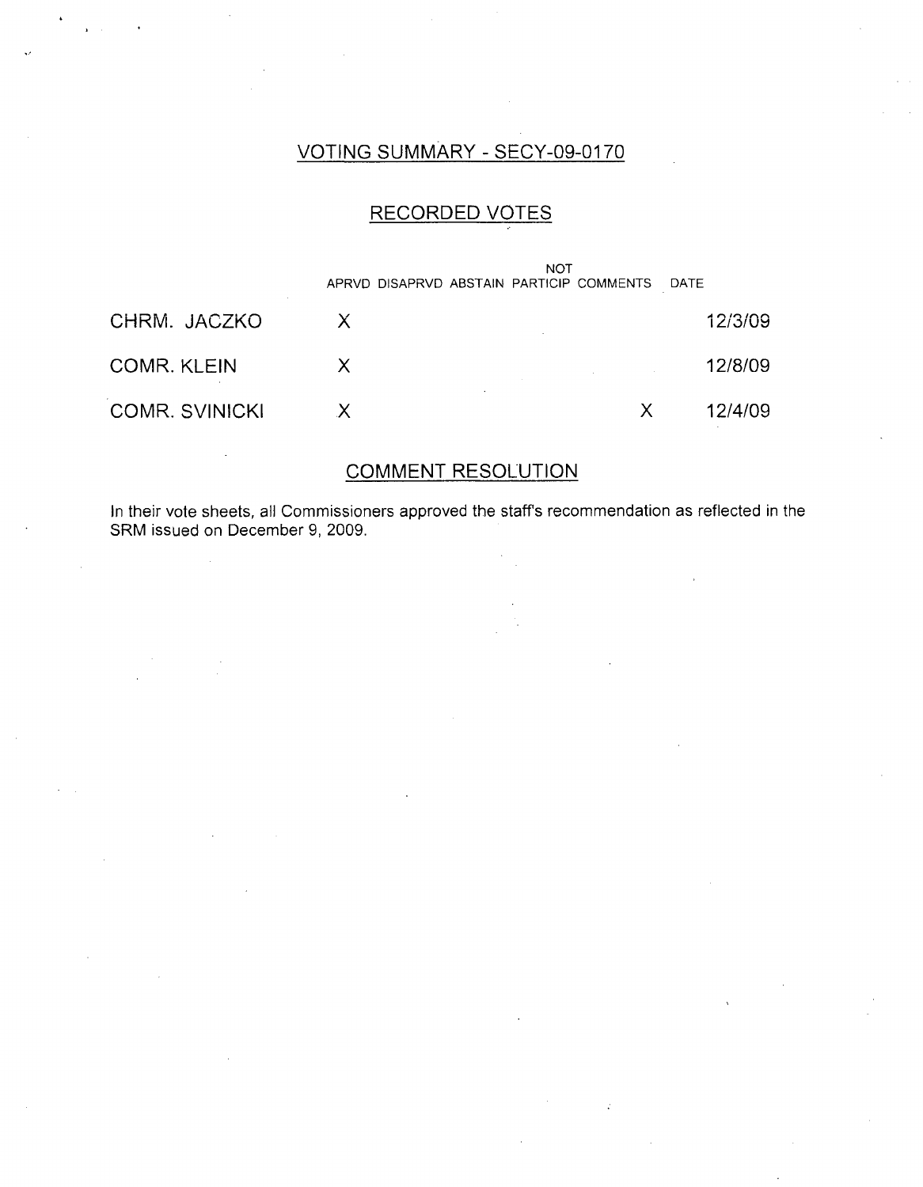## VOTING SUMMARY - SECY-09-0170

## RECORDED VOTES

| | APRVD | DISAPRVD | ABSTAIN | NOT PARTICIP | COMMENTS | DATE |
|---|---|---|---|---|---|---|
| CHRM. JACZKO | X | | | | | 12/3/09 |
| COMR. KLEIN | X | | | | | 12/8/09 |
| COMR. SVINICKI | X | | | | X | 12/4/09 |

## COMMENT RESOLUTION

In their vote sheets, all Commissioners approved the staff's recommendation as reflected in the SRM issued on December 9, 2009.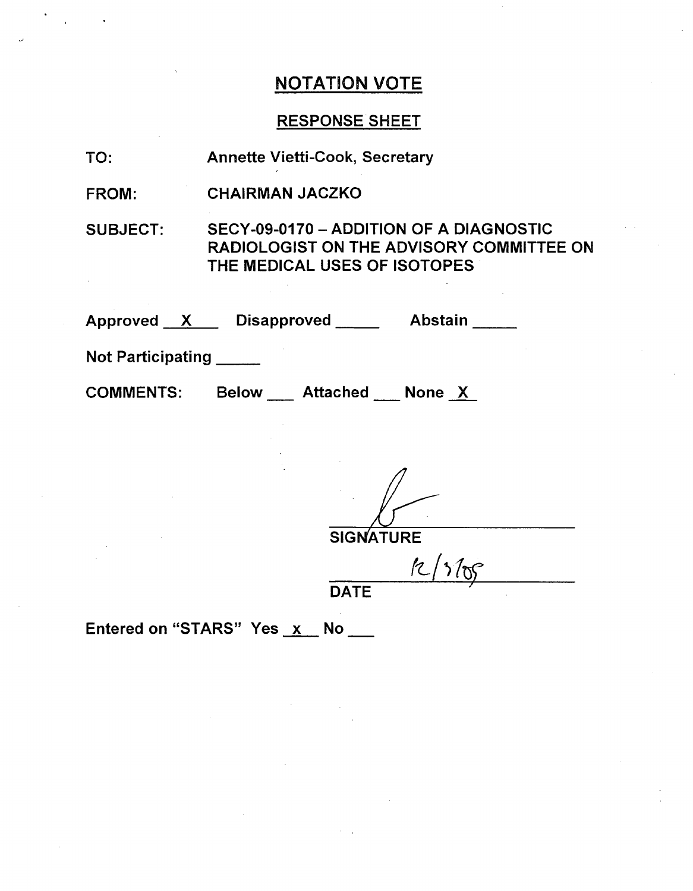## NOTATION VOTE

### RESPONSE SHEET

TO: Annette Vietti-Cook, Secretary

FROM: CHAIRMAN JACZKO

SUBJECT: SECY-09-0170 – ADDITION OF A DIAGNOSTIC RADIOLOGIST ON THE ADVISORY COMMITTEE ON THE MEDICAL USES OF ISOTOPES

Approved X Disapproved ____ Abstain ____

Not Participating ____

COMMENTS: Below ___ Attached ___ None X

SIGNATURE

12/3/09

DATE

Entered on "STARS" Yes x No ___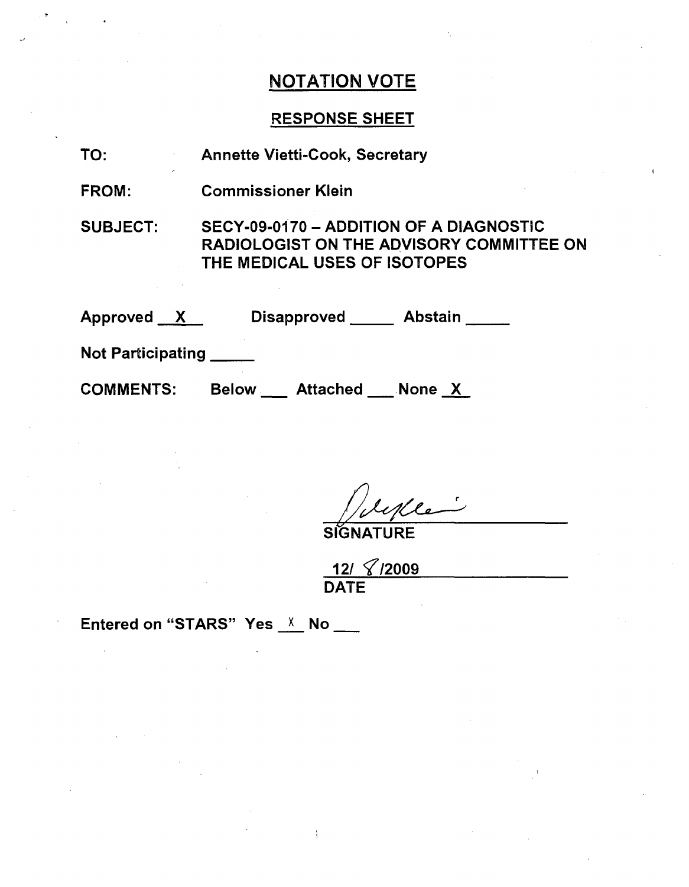# NOTATION VOTE

## RESPONSE SHEET

**TO:** Annette Vietti-Cook, Secretary

**FROM:** Commissioner Klein

**SUBJECT:** SECY-09-0170 – ADDITION OF A DIAGNOSTIC RADIOLOGIST ON THE ADVISORY COMMITTEE ON THE MEDICAL USES OF ISOTOPES

Approved __X__ Disapproved _____ Abstain _____

Not Participating _____

COMMENTS: Below ___ Attached ___ None _X_

SIGNATURE

12/ 8 /2009

DATE

Entered on "STARS" Yes _X_ No ___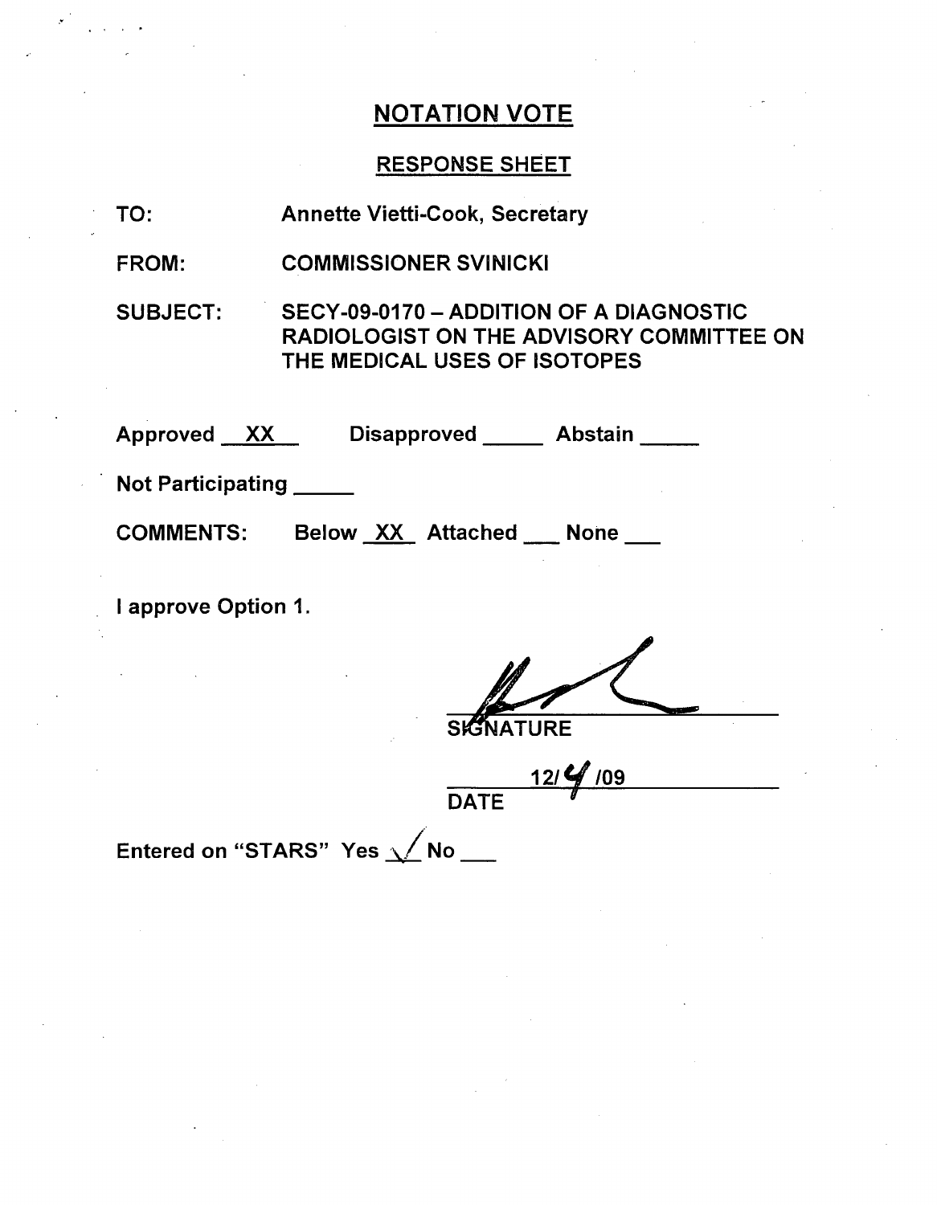# NOTATION VOTE

## RESPONSE SHEET

TO: Annette Vietti-Cook, Secretary

FROM: COMMISSIONER SVINICKI

SUBJECT: SECY-09-0170 – ADDITION OF A DIAGNOSTIC RADIOLOGIST ON THE ADVISORY COMMITTEE ON THE MEDICAL USES OF ISOTOPES

Approved __XX__ Disapproved _____ Abstain _____

Not Participating _____

COMMENTS: Below _XX_ Attached ___ None ___

I approve Option 1.

SIGNATURE

12/4/09

DATE

Entered on "STARS" Yes ✓ No ___